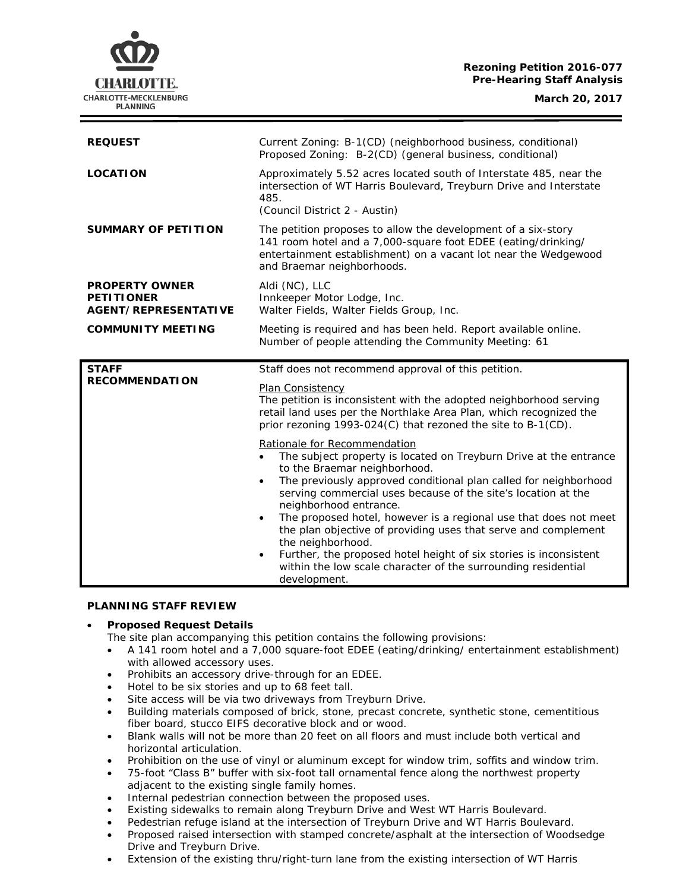**Rezoning Petition 2016-077**
**Pre-Hearing Staff Analysis**

**March 20, 2017**

| | |
|---|---|
| **REQUEST** | Current Zoning: B-1(CD) (neighborhood business, conditional)<br>Proposed Zoning: B-2(CD) (general business, conditional) |
| **LOCATION** | Approximately 5.52 acres located south of Interstate 485, near the intersection of WT Harris Boulevard, Treyburn Drive and Interstate 485.<br>(Council District 2 - Austin) |
| **SUMMARY OF PETITION** | The petition proposes to allow the development of a six-story 141 room hotel and a 7,000-square foot EDEE (eating/drinking/ entertainment establishment) on a vacant lot near the Wedgewood and Braemar neighborhoods. |
| **PROPERTY OWNER**<br>**PETITIONER**<br>**AGENT/REPRESENTATIVE** | Aldi (NC), LLC<br>Innkeeper Motor Lodge, Inc.<br>Walter Fields, Walter Fields Group, Inc. |
| **COMMUNITY MEETING** | Meeting is required and has been held. Report available online.<br>Number of people attending the Community Meeting: 61 |

| | |
|---|---|
| **STAFF RECOMMENDATION** | Staff does not recommend approval of this petition.<br><br>Plan Consistency<br>The petition is inconsistent with the adopted neighborhood serving retail land uses per the Northlake Area Plan, which recognized the prior rezoning 1993-024(C) that rezoned the site to B-1(CD).<br><br>Rationale for Recommendation<br>• The subject property is located on Treyburn Drive at the entrance to the Braemar neighborhood.<br>• The previously approved conditional plan called for neighborhood serving commercial uses because of the site's location at the neighborhood entrance.<br>• The proposed hotel, however is a regional use that does not meet the plan objective of providing uses that serve and complement the neighborhood.<br>• Further, the proposed hotel height of six stories is inconsistent within the low scale character of the surrounding residential development. |

**PLANNING STAFF REVIEW**

- **Proposed Request Details**
  The site plan accompanying this petition contains the following provisions:
  - A 141 room hotel and a 7,000 square-foot EDEE (eating/drinking/ entertainment establishment) with allowed accessory uses.
  - Prohibits an accessory drive-through for an EDEE.
  - Hotel to be six stories and up to 68 feet tall.
  - Site access will be via two driveways from Treyburn Drive.
  - Building materials composed of brick, stone, precast concrete, synthetic stone, cementitious fiber board, stucco EIFS decorative block and or wood.
  - Blank walls will not be more than 20 feet on all floors and must include both vertical and horizontal articulation.
  - Prohibition on the use of vinyl or aluminum except for window trim, soffits and window trim.
  - 75-foot "Class B" buffer with six-foot tall ornamental fence along the northwest property adjacent to the existing single family homes.
  - Internal pedestrian connection between the proposed uses.
  - Existing sidewalks to remain along Treyburn Drive and West WT Harris Boulevard.
  - Pedestrian refuge island at the intersection of Treyburn Drive and WT Harris Boulevard.
  - Proposed raised intersection with stamped concrete/asphalt at the intersection of Woodsedge Drive and Treyburn Drive.
  - Extension of the existing thru/right-turn lane from the existing intersection of WT Harris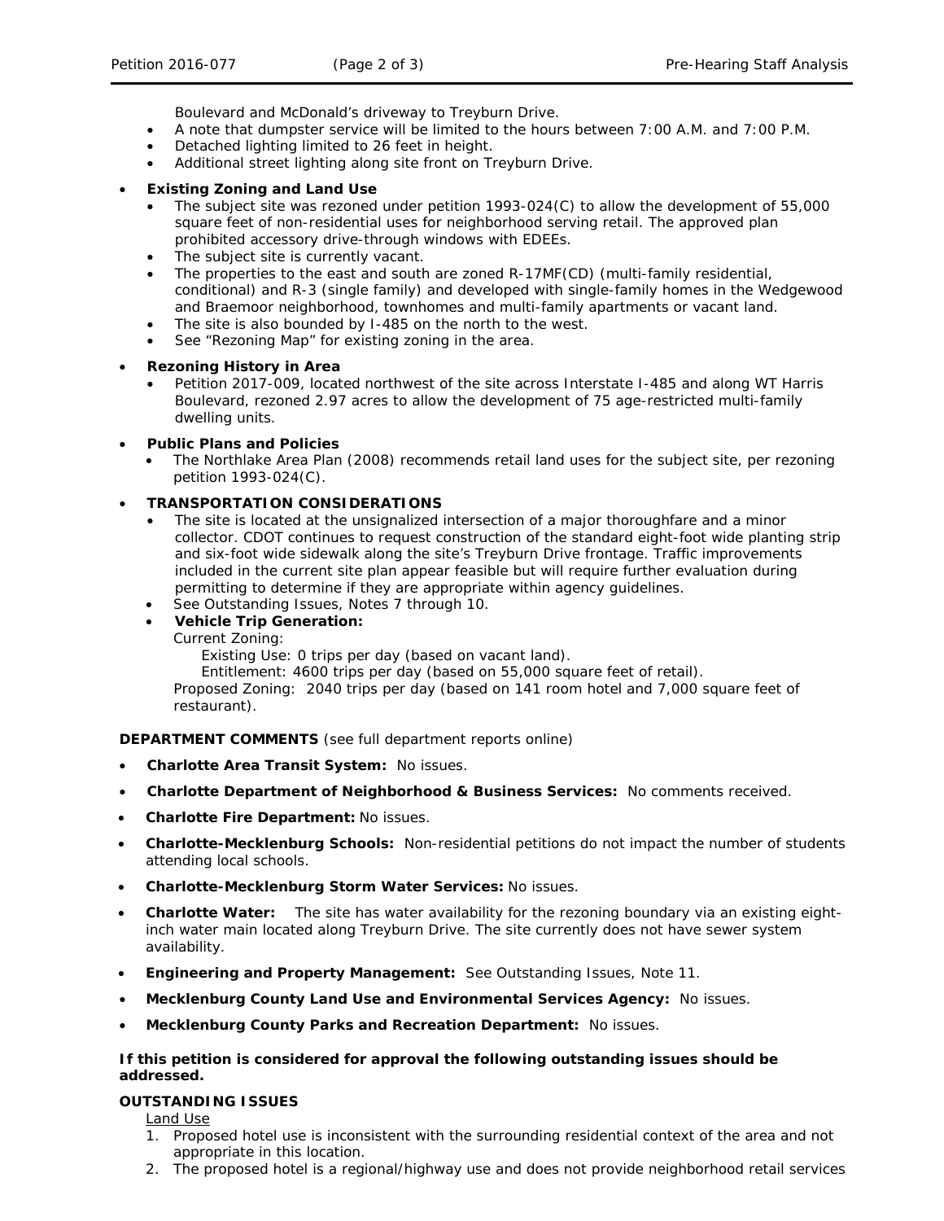Boulevard and McDonald's driveway to Treyburn Drive.
- A note that dumpster service will be limited to the hours between 7:00 A.M. and 7:00 P.M.
- Detached lighting limited to 26 feet in height.
- Additional street lighting along site front on Treyburn Drive.

- **Existing Zoning and Land Use**
  - The subject site was rezoned under petition 1993-024(C) to allow the development of 55,000 square feet of non-residential uses for neighborhood serving retail. The approved plan prohibited accessory drive-through windows with EDEEs.
  - The subject site is currently vacant.
  - The properties to the east and south are zoned R-17MF(CD) (multi-family residential, conditional) and R-3 (single family) and developed with single-family homes in the Wedgewood and Braemoor neighborhood, townhomes and multi-family apartments or vacant land.
  - The site is also bounded by I-485 on the north to the west.
  - See "Rezoning Map" for existing zoning in the area.

- **Rezoning History in Area**
  - Petition 2017-009, located northwest of the site across Interstate I-485 and along WT Harris Boulevard, rezoned 2.97 acres to allow the development of 75 age-restricted multi-family dwelling units.

- **Public Plans and Policies**
  - The Northlake Area Plan (2008) recommends retail land uses for the subject site, per rezoning petition 1993-024(C).

- **TRANSPORTATION CONSIDERATIONS**
  - The site is located at the unsignalized intersection of a major thoroughfare and a minor collector. CDOT continues to request construction of the standard eight-foot wide planting strip and six-foot wide sidewalk along the site's Treyburn Drive frontage. Traffic improvements included in the current site plan appear feasible but will require further evaluation during permitting to determine if they are appropriate within agency guidelines.
  - See Outstanding Issues, Notes 7 through 10.
  - **Vehicle Trip Generation:**

    Current Zoning:

    Existing Use: 0 trips per day (based on vacant land).

    Entitlement: 4600 trips per day (based on 55,000 square feet of retail).

    Proposed Zoning: 2040 trips per day (based on 141 room hotel and 7,000 square feet of restaurant).

**DEPARTMENT COMMENTS** (see full department reports online)

- **Charlotte Area Transit System:** No issues.
- **Charlotte Department of Neighborhood & Business Services:** No comments received.
- **Charlotte Fire Department:** No issues.
- **Charlotte-Mecklenburg Schools:** Non-residential petitions do not impact the number of students attending local schools.
- **Charlotte-Mecklenburg Storm Water Services:** No issues.
- **Charlotte Water:** The site has water availability for the rezoning boundary via an existing eight-inch water main located along Treyburn Drive. The site currently does not have sewer system availability.
- **Engineering and Property Management:** See Outstanding Issues, Note 11.
- **Mecklenburg County Land Use and Environmental Services Agency:** No issues.
- **Mecklenburg County Parks and Recreation Department:** No issues.

**If this petition is considered for approval the following outstanding issues should be addressed.**

**OUTSTANDING ISSUES**

Land Use

1. Proposed hotel use is inconsistent with the surrounding residential context of the area and not appropriate in this location.
2. The proposed hotel is a regional/highway use and does not provide neighborhood retail services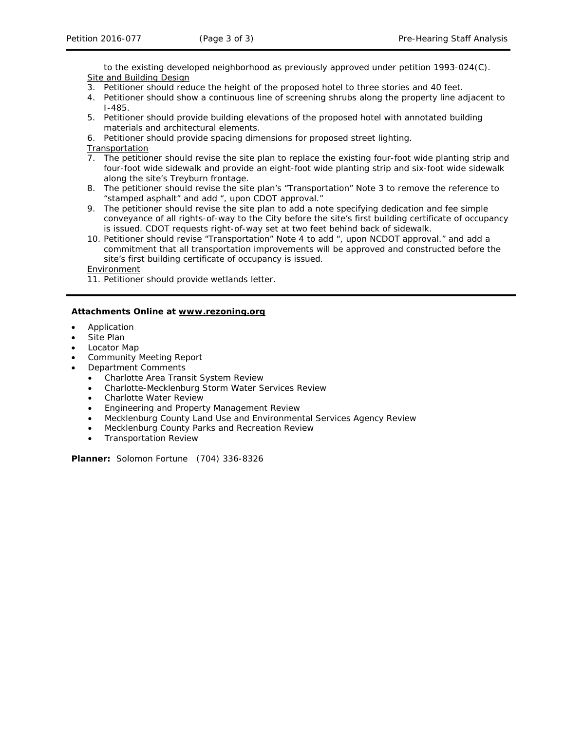to the existing developed neighborhood as previously approved under petition 1993-024(C).

Site and Building Design

3. Petitioner should reduce the height of the proposed hotel to three stories and 40 feet.
4. Petitioner should show a continuous line of screening shrubs along the property line adjacent to I-485.
5. Petitioner should provide building elevations of the proposed hotel with annotated building materials and architectural elements.
6. Petitioner should provide spacing dimensions for proposed street lighting.

Transportation

7. The petitioner should revise the site plan to replace the existing four-foot wide planting strip and four-foot wide sidewalk and provide an eight-foot wide planting strip and six-foot wide sidewalk along the site's Treyburn frontage.
8. The petitioner should revise the site plan's "Transportation" Note 3 to remove the reference to "stamped asphalt" and add ", upon CDOT approval."
9. The petitioner should revise the site plan to add a note specifying dedication and fee simple conveyance of all rights-of-way to the City before the site's first building certificate of occupancy is issued. CDOT requests right-of-way set at two feet behind back of sidewalk.
10. Petitioner should revise "Transportation" Note 4 to add ", upon NCDOT approval." and add a commitment that all transportation improvements will be approved and constructed before the site's first building certificate of occupancy is issued.

Environment

11. Petitioner should provide wetlands letter.

---

**Attachments Online at www.rezoning.org**

- Application
- Site Plan
- Locator Map
- Community Meeting Report
- Department Comments
  - Charlotte Area Transit System Review
  - Charlotte-Mecklenburg Storm Water Services Review
  - Charlotte Water Review
  - Engineering and Property Management Review
  - Mecklenburg County Land Use and Environmental Services Agency Review
  - Mecklenburg County Parks and Recreation Review
  - Transportation Review

**Planner:** Solomon Fortune (704) 336-8326